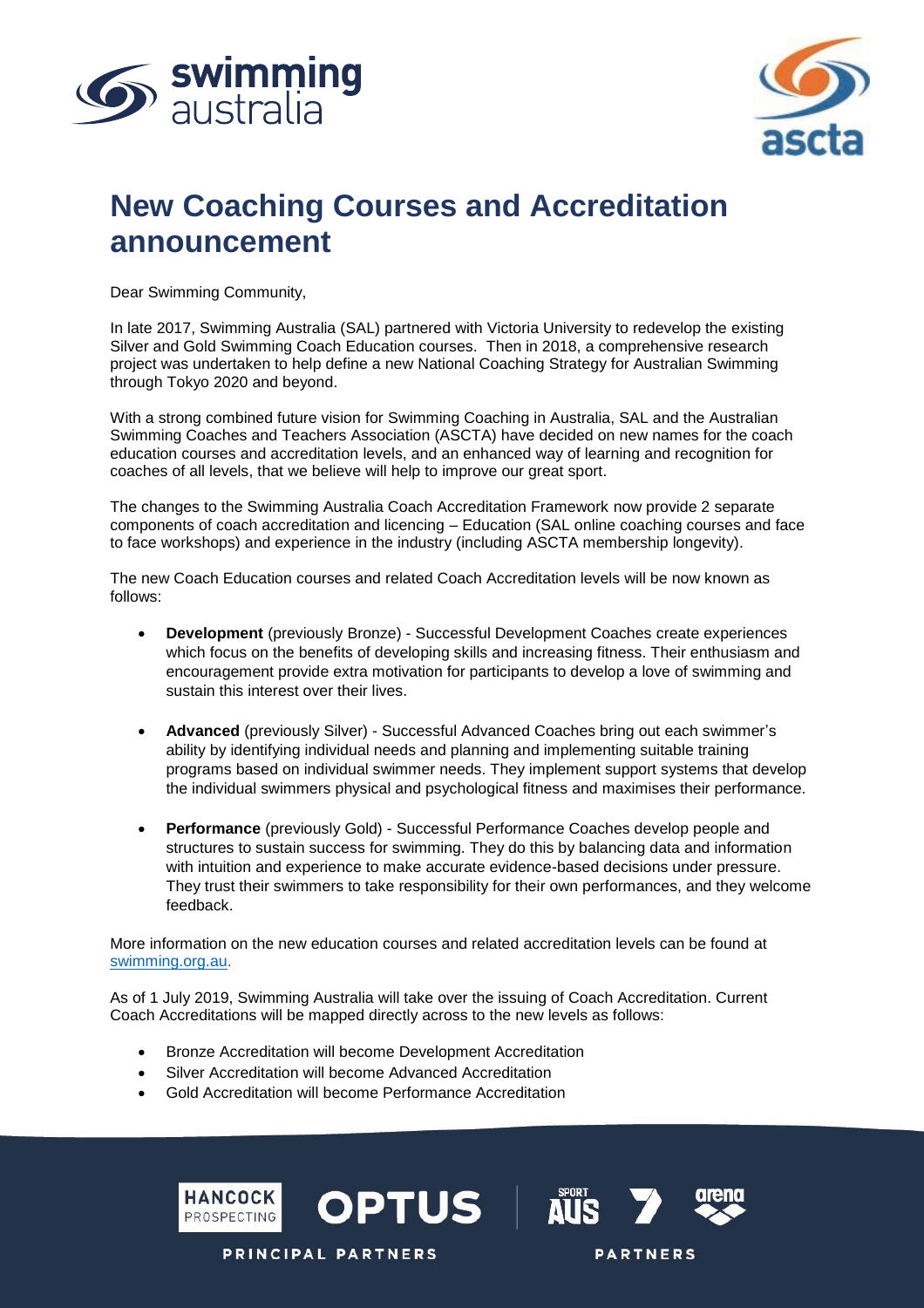# New Coaching Courses and Accreditation announcement

Dear Swimming Community,

In late 2017, Swimming Australia (SAL) partnered with Victoria University to redevelop the existing Silver and Gold Swimming Coach Education courses. Then in 2018, a comprehensive research project was undertaken to help define a new National Coaching Strategy for Australian Swimming through Tokyo 2020 and beyond.

With a strong combined future vision for Swimming Coaching in Australia, SAL and the Australian Swimming Coaches and Teachers Association (ASCTA) have decided on new names for the coach education courses and accreditation levels, and an enhanced way of learning and recognition for coaches of all levels, that we believe will help to improve our great sport.

The changes to the Swimming Australia Coach Accreditation Framework now provide 2 separate components of coach accreditation and licencing – Education (SAL online coaching courses and face to face workshops) and experience in the industry (including ASCTA membership longevity).

The new Coach Education courses and related Coach Accreditation levels will be now known as follows:

- **Development** (previously Bronze) - Successful Development Coaches create experiences which focus on the benefits of developing skills and increasing fitness. Their enthusiasm and encouragement provide extra motivation for participants to develop a love of swimming and sustain this interest over their lives.
- **Advanced** (previously Silver) - Successful Advanced Coaches bring out each swimmer's ability by identifying individual needs and planning and implementing suitable training programs based on individual swimmer needs. They implement support systems that develop the individual swimmers physical and psychological fitness and maximises their performance.
- **Performance** (previously Gold) - Successful Performance Coaches develop people and structures to sustain success for swimming. They do this by balancing data and information with intuition and experience to make accurate evidence-based decisions under pressure. They trust their swimmers to take responsibility for their own performances, and they welcome feedback.

More information on the new education courses and related accreditation levels can be found at swimming.org.au.

As of 1 July 2019, Swimming Australia will take over the issuing of Coach Accreditation. Current Coach Accreditations will be mapped directly across to the new levels as follows:

- Bronze Accreditation will become Development Accreditation
- Silver Accreditation will become Advanced Accreditation
- Gold Accreditation will become Performance Accreditation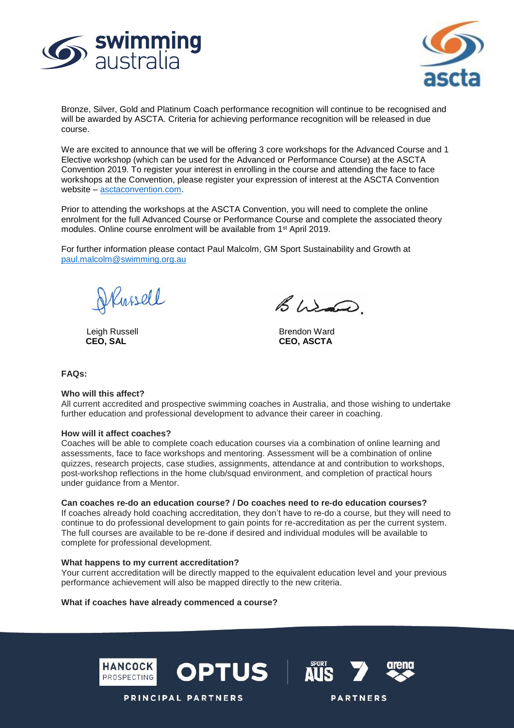Bronze, Silver, Gold and Platinum Coach performance recognition will continue to be recognised and will be awarded by ASCTA. Criteria for achieving performance recognition will be released in due course.

We are excited to announce that we will be offering 3 core workshops for the Advanced Course and 1 Elective workshop (which can be used for the Advanced or Performance Course) at the ASCTA Convention 2019. To register your interest in enrolling in the course and attending the face to face workshops at the Convention, please register your expression of interest at the ASCTA Convention website – asctaconvention.com.

Prior to attending the workshops at the ASCTA Convention, you will need to complete the online enrolment for the full Advanced Course or Performance Course and complete the associated theory modules. Online course enrolment will be available from 1st April 2019.

For further information please contact Paul Malcolm, GM Sport Sustainability and Growth at paul.malcolm@swimming.org.au

Leigh Russell
**CEO, SAL**

Brendon Ward
**CEO, ASCTA**

**FAQs:**

**Who will this affect?**

All current accredited and prospective swimming coaches in Australia, and those wishing to undertake further education and professional development to advance their career in coaching.

**How will it affect coaches?**

Coaches will be able to complete coach education courses via a combination of online learning and assessments, face to face workshops and mentoring. Assessment will be a combination of online quizzes, research projects, case studies, assignments, attendance at and contribution to workshops, post-workshop reflections in the home club/squad environment, and completion of practical hours under guidance from a Mentor.

**Can coaches re-do an education course? / Do coaches need to re-do education courses?**

If coaches already hold coaching accreditation, they don't have to re-do a course, but they will need to continue to do professional development to gain points for re-accreditation as per the current system. The full courses are available to be re-done if desired and individual modules will be available to complete for professional development.

**What happens to my current accreditation?**

Your current accreditation will be directly mapped to the equivalent education level and your previous performance achievement will also be mapped directly to the new criteria.

**What if coaches have already commenced a course?**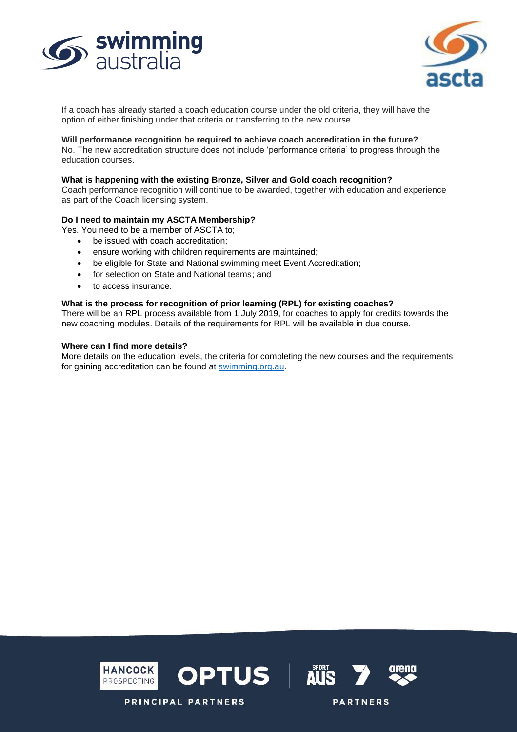If a coach has already started a coach education course under the old criteria, they will have the option of either finishing under that criteria or transferring to the new course.

**Will performance recognition be required to achieve coach accreditation in the future?**
No. The new accreditation structure does not include 'performance criteria' to progress through the education courses.

**What is happening with the existing Bronze, Silver and Gold coach recognition?**
Coach performance recognition will continue to be awarded, together with education and experience as part of the Coach licensing system.

**Do I need to maintain my ASCTA Membership?**
Yes. You need to be a member of ASCTA to;

- be issued with coach accreditation;
- ensure working with children requirements are maintained;
- be eligible for State and National swimming meet Event Accreditation;
- for selection on State and National teams; and
- to access insurance.

**What is the process for recognition of prior learning (RPL) for existing coaches?**
There will be an RPL process available from 1 July 2019, for coaches to apply for credits towards the new coaching modules. Details of the requirements for RPL will be available in due course.

**Where can I find more details?**
More details on the education levels, the criteria for completing the new courses and the requirements for gaining accreditation can be found at swimming.org.au.